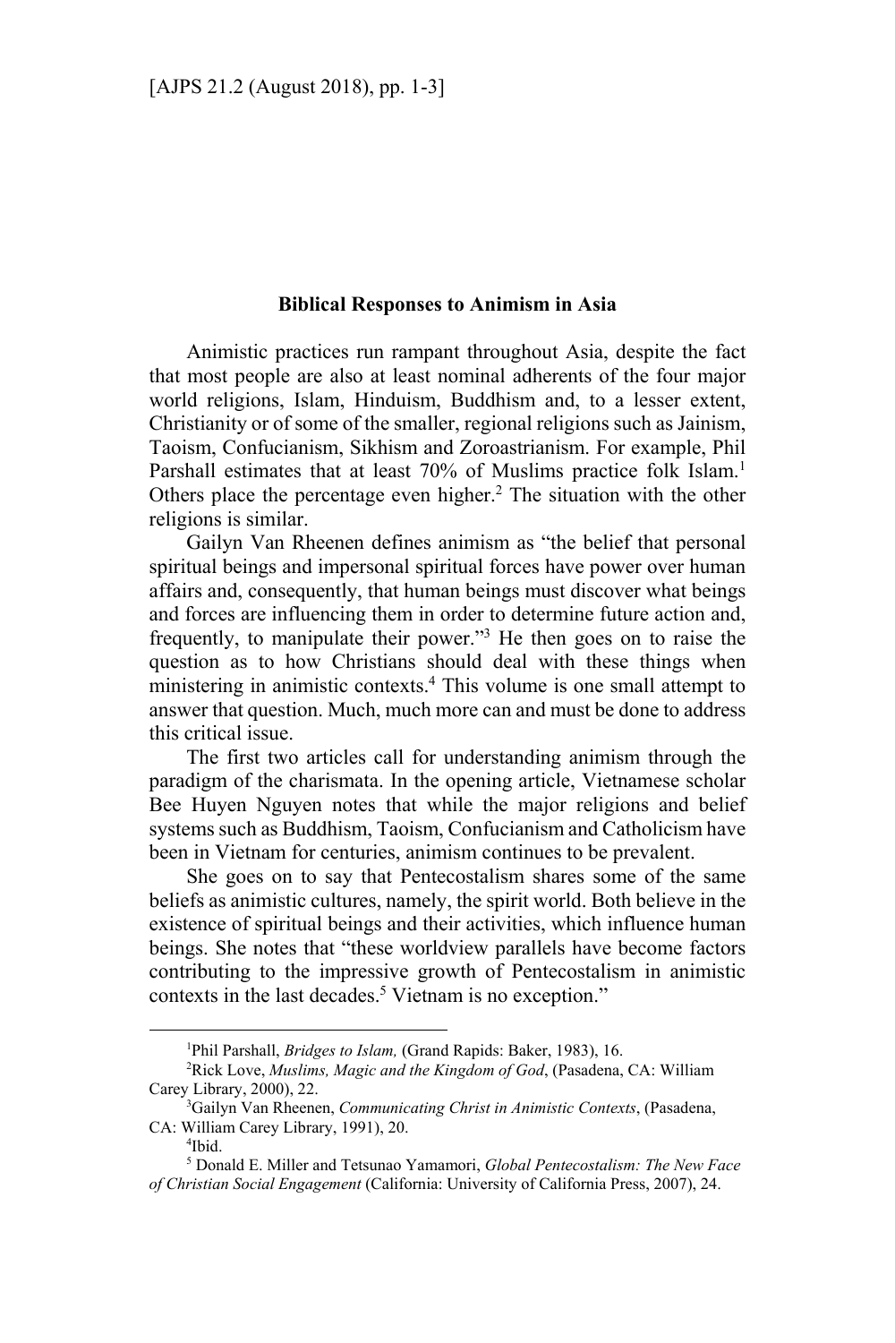# Biblical Responses to Animism in Asia

Animistic practices run rampant throughout Asia, despite the fact that most people are also at least nominal adherents of the four major world religions, Islam, Hinduism, Buddhism and, to a lesser extent, Christianity or of some of the smaller, regional religions such as Jainism, Taoism, Confucianism, Sikhism and Zoroastrianism. For example, Phil Parshall estimates that at least 70% of Muslims practice folk Islam.[1] Others place the percentage even higher.[2] The situation with the other religions is similar.

Gailyn Van Rheenen defines animism as "the belief that personal spiritual beings and impersonal spiritual forces have power over human affairs and, consequently, that human beings must discover what beings and forces are influencing them in order to determine future action and, frequently, to manipulate their power."[3] He then goes on to raise the question as to how Christians should deal with these things when ministering in animistic contexts.[4] This volume is one small attempt to answer that question. Much, much more can and must be done to address this critical issue.

The first two articles call for understanding animism through the paradigm of the charismata. In the opening article, Vietnamese scholar Bee Huyen Nguyen notes that while the major religions and belief systems such as Buddhism, Taoism, Confucianism and Catholicism have been in Vietnam for centuries, animism continues to be prevalent.

She goes on to say that Pentecostalism shares some of the same beliefs as animistic cultures, namely, the spirit world. Both believe in the existence of spiritual beings and their activities, which influence human beings. She notes that "these worldview parallels have become factors contributing to the impressive growth of Pentecostalism in animistic contexts in the last decades.[5] Vietnam is no exception."

---

[1] Phil Parshall, *Bridges to Islam,* (Grand Rapids: Baker, 1983), 16.

[2] Rick Love, *Muslims, Magic and the Kingdom of God*, (Pasadena, CA: William Carey Library, 2000), 22.

[3] Gailyn Van Rheenen, *Communicating Christ in Animistic Contexts*, (Pasadena, CA: William Carey Library, 1991), 20.

[4] Ibid.

[5] Donald E. Miller and Tetsunao Yamamori, *Global Pentecostalism: The New Face of Christian Social Engagement* (California: University of California Press, 2007), 24.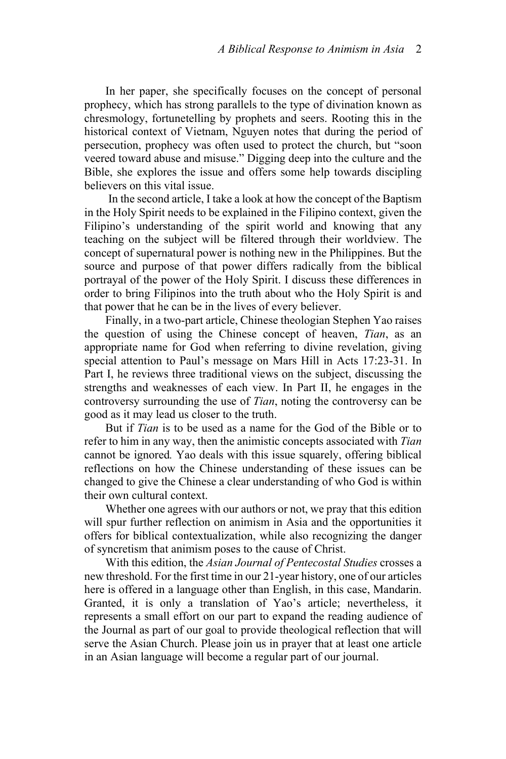In her paper, she specifically focuses on the concept of personal prophecy, which has strong parallels to the type of divination known as chresmology, fortunetelling by prophets and seers. Rooting this in the historical context of Vietnam, Nguyen notes that during the period of persecution, prophecy was often used to protect the church, but "soon veered toward abuse and misuse." Digging deep into the culture and the Bible, she explores the issue and offers some help towards discipling believers on this vital issue.

In the second article, I take a look at how the concept of the Baptism in the Holy Spirit needs to be explained in the Filipino context, given the Filipino's understanding of the spirit world and knowing that any teaching on the subject will be filtered through their worldview. The concept of supernatural power is nothing new in the Philippines. But the source and purpose of that power differs radically from the biblical portrayal of the power of the Holy Spirit. I discuss these differences in order to bring Filipinos into the truth about who the Holy Spirit is and that power that he can be in the lives of every believer.

Finally, in a two-part article, Chinese theologian Stephen Yao raises the question of using the Chinese concept of heaven, *Tian*, as an appropriate name for God when referring to divine revelation, giving special attention to Paul's message on Mars Hill in Acts 17:23-31. In Part I, he reviews three traditional views on the subject, discussing the strengths and weaknesses of each view. In Part II, he engages in the controversy surrounding the use of *Tian*, noting the controversy can be good as it may lead us closer to the truth.

But if *Tian* is to be used as a name for the God of the Bible or to refer to him in any way, then the animistic concepts associated with *Tian* cannot be ignored. Yao deals with this issue squarely, offering biblical reflections on how the Chinese understanding of these issues can be changed to give the Chinese a clear understanding of who God is within their own cultural context.

Whether one agrees with our authors or not, we pray that this edition will spur further reflection on animism in Asia and the opportunities it offers for biblical contextualization, while also recognizing the danger of syncretism that animism poses to the cause of Christ.

With this edition, the *Asian Journal of Pentecostal Studies* crosses a new threshold. For the first time in our 21-year history, one of our articles here is offered in a language other than English, in this case, Mandarin. Granted, it is only a translation of Yao's article; nevertheless, it represents a small effort on our part to expand the reading audience of the Journal as part of our goal to provide theological reflection that will serve the Asian Church. Please join us in prayer that at least one article in an Asian language will become a regular part of our journal.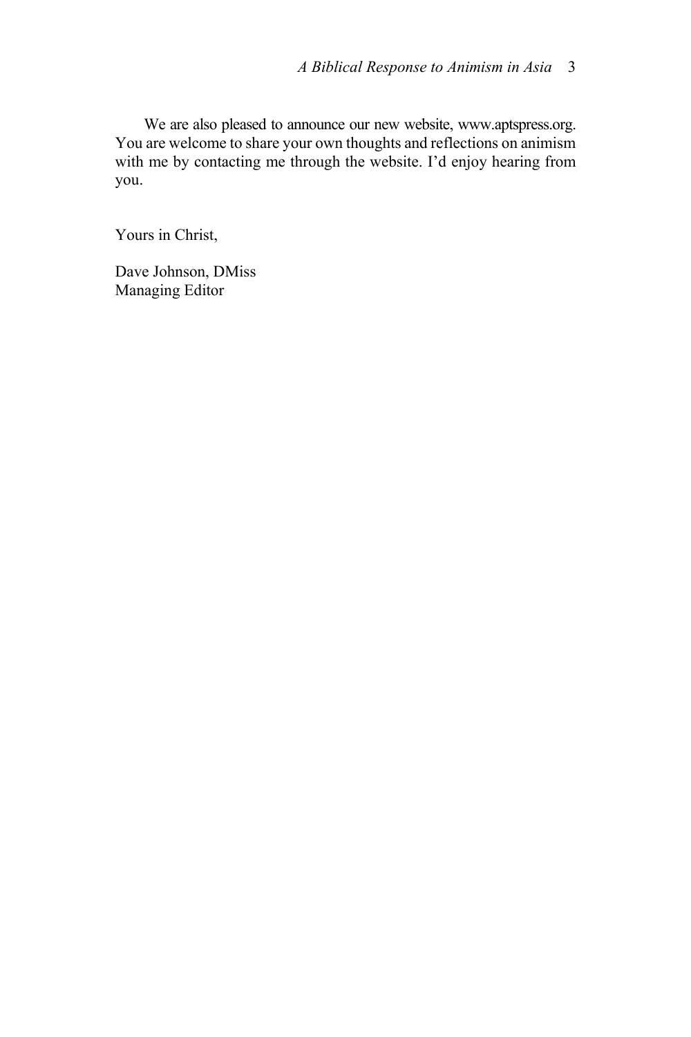We are also pleased to announce our new website, www.aptspress.org. You are welcome to share your own thoughts and reflections on animism with me by contacting me through the website. I'd enjoy hearing from you.

Yours in Christ,

Dave Johnson, DMiss
Managing Editor